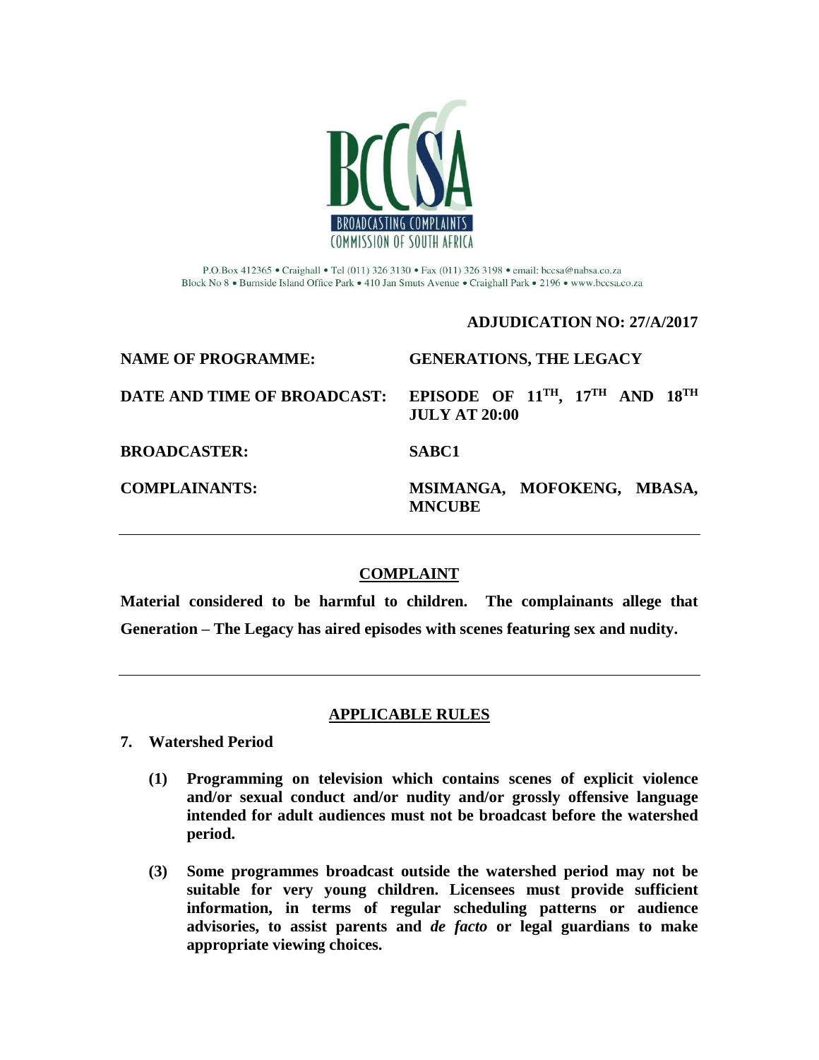BCCSA

BROADCASTING COMPLAINTS COMMISSION OF SOUTH AFRICA

P.O.Box 412365 • Craighall • Tel (011) 326 3130 • Fax (011) 326 3198 • email: bccsa@nabsa.co.za
Block No 8 • Burnside Island Office Park • 410 Jan Smuts Avenue • Craighall Park • 2196 • www.bccsa.co.za

**ADJUDICATION NO: 27/A/2017**

| | |
|---|---|
| **NAME OF PROGRAMME:** | **GENERATIONS, THE LEGACY** |
| **DATE AND TIME OF BROADCAST:** | **EPISODE OF 11$^{TH}$, 17$^{TH}$ AND 18$^{TH}$ JULY AT 20:00** |
| **BROADCASTER:** | **SABC1** |
| **COMPLAINANTS:** | **MSIMANGA, MOFOKENG, MBASA, MNCUBE** |

---

## COMPLAINT

**Material considered to be harmful to children. The complainants allege that Generation – The Legacy has aired episodes with scenes featuring sex and nudity.**

---

## APPLICABLE RULES

**7. Watershed Period**

**(1) Programming on television which contains scenes of explicit violence and/or sexual conduct and/or nudity and/or grossly offensive language intended for adult audiences must not be broadcast before the watershed period.**

**(3) Some programmes broadcast outside the watershed period may not be suitable for very young children. Licensees must provide sufficient information, in terms of regular scheduling patterns or audience advisories, to assist parents and *de facto* or legal guardians to make appropriate viewing choices.**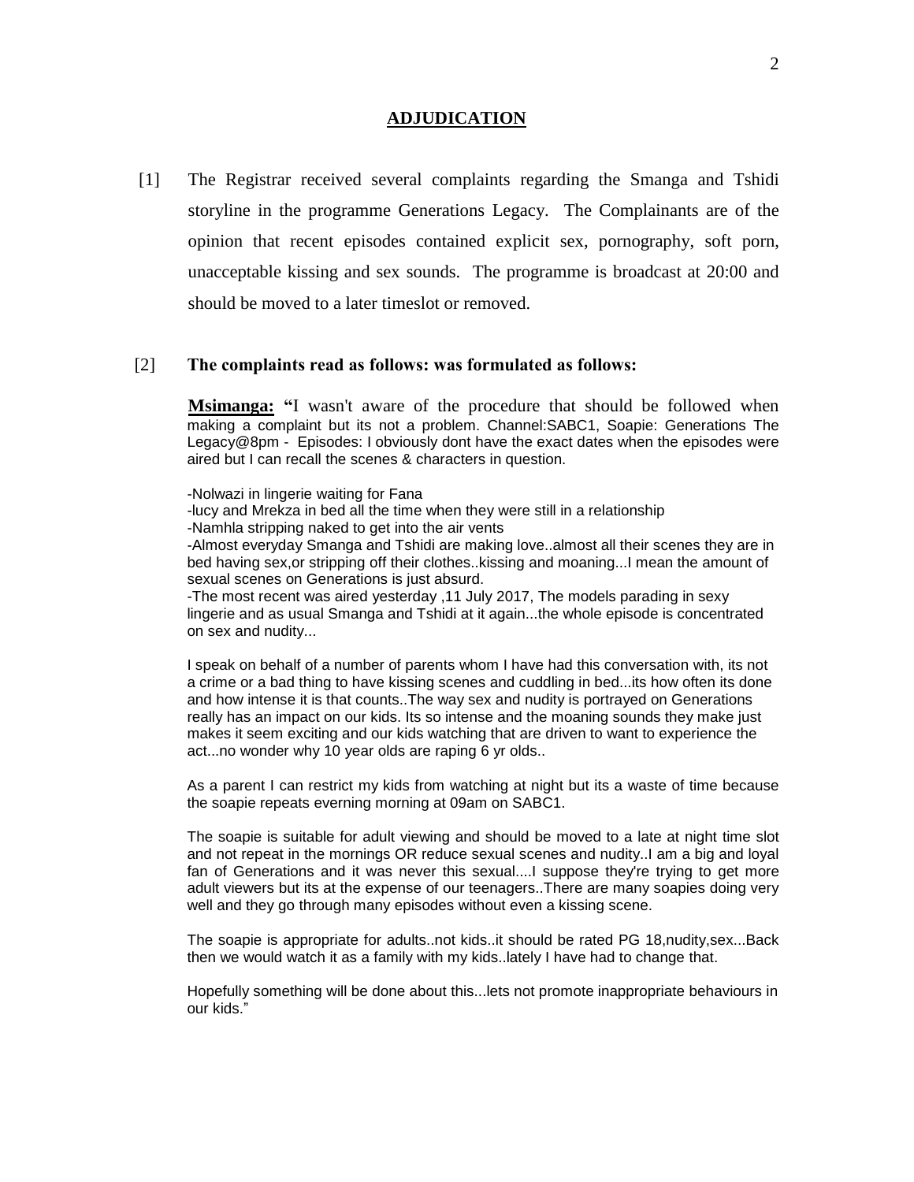## ADJUDICATION

[1] The Registrar received several complaints regarding the Smanga and Tshidi storyline in the programme Generations Legacy. The Complainants are of the opinion that recent episodes contained explicit sex, pornography, soft porn, unacceptable kissing and sex sounds. The programme is broadcast at 20:00 and should be moved to a later timeslot or removed.

[2] **The complaints read as follows: was formulated as follows:**

**Msimanga:** "I wasn't aware of the procedure that should be followed when making a complaint but its not a problem. Channel:SABC1, Soapie: Generations The Legacy@8pm - Episodes: I obviously dont have the exact dates when the episodes were aired but I can recall the scenes & characters in question.

-Nolwazi in lingerie waiting for Fana
-lucy and Mrekza in bed all the time when they were still in a relationship
-Namhla stripping naked to get into the air vents
-Almost everyday Smanga and Tshidi are making love..almost all their scenes they are in bed having sex,or stripping off their clothes..kissing and moaning...I mean the amount of sexual scenes on Generations is just absurd.
-The most recent was aired yesterday ,11 July 2017, The models parading in sexy lingerie and as usual Smanga and Tshidi at it again...the whole episode is concentrated on sex and nudity...

I speak on behalf of a number of parents whom I have had this conversation with, its not a crime or a bad thing to have kissing scenes and cuddling in bed...its how often its done and how intense it is that counts..The way sex and nudity is portrayed on Generations really has an impact on our kids. Its so intense and the moaning sounds they make just makes it seem exciting and our kids watching that are driven to want to experience the act...no wonder why 10 year olds are raping 6 yr olds..

As a parent I can restrict my kids from watching at night but its a waste of time because the soapie repeats everning morning at 09am on SABC1.

The soapie is suitable for adult viewing and should be moved to a late at night time slot and not repeat in the mornings OR reduce sexual scenes and nudity..I am a big and loyal fan of Generations and it was never this sexual....I suppose they're trying to get more adult viewers but its at the expense of our teenagers..There are many soapies doing very well and they go through many episodes without even a kissing scene.

The soapie is appropriate for adults..not kids..it should be rated PG 18,nudity,sex...Back then we would watch it as a family with my kids..lately I have had to change that.

Hopefully something will be done about this...lets not promote inappropriate behaviours in our kids."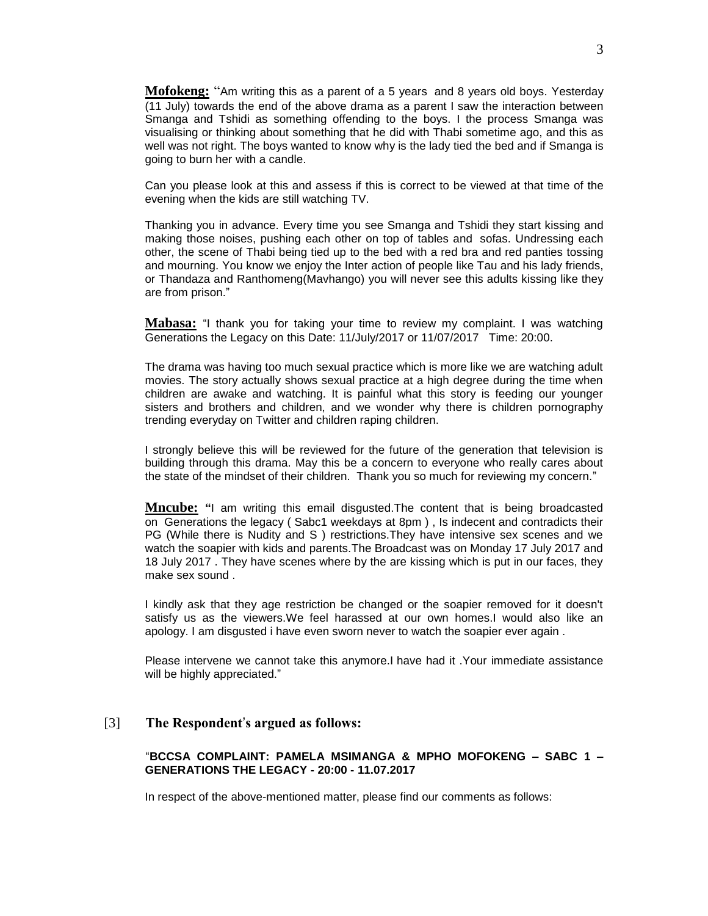**Mofokeng:** "Am writing this as a parent of a 5 years and 8 years old boys. Yesterday (11 July) towards the end of the above drama as a parent I saw the interaction between Smanga and Tshidi as something offending to the boys. I the process Smanga was visualising or thinking about something that he did with Thabi sometime ago, and this as well was not right. The boys wanted to know why is the lady tied the bed and if Smanga is going to burn her with a candle.

Can you please look at this and assess if this is correct to be viewed at that time of the evening when the kids are still watching TV.

Thanking you in advance. Every time you see Smanga and Tshidi they start kissing and making those noises, pushing each other on top of tables and sofas. Undressing each other, the scene of Thabi being tied up to the bed with a red bra and red panties tossing and mourning. You know we enjoy the Inter action of people like Tau and his lady friends, or Thandaza and Ranthomeng(Mavhango) you will never see this adults kissing like they are from prison."

**Mabasa:** "I thank you for taking your time to review my complaint. I was watching Generations the Legacy on this Date: 11/July/2017 or 11/07/2017 Time: 20:00.

The drama was having too much sexual practice which is more like we are watching adult movies. The story actually shows sexual practice at a high degree during the time when children are awake and watching. It is painful what this story is feeding our younger sisters and brothers and children, and we wonder why there is children pornography trending everyday on Twitter and children raping children.

I strongly believe this will be reviewed for the future of the generation that television is building through this drama. May this be a concern to everyone who really cares about the state of the mindset of their children. Thank you so much for reviewing my concern."

**Mncube:** "I am writing this email disgusted.The content that is being broadcasted on Generations the legacy ( Sabc1 weekdays at 8pm ) , Is indecent and contradicts their PG (While there is Nudity and S ) restrictions.They have intensive sex scenes and we watch the soapier with kids and parents.The Broadcast was on Monday 17 July 2017 and 18 July 2017 . They have scenes where by the are kissing which is put in our faces, they make sex sound .

I kindly ask that they age restriction be changed or the soapier removed for it doesn't satisfy us as the viewers.We feel harassed at our own homes.I would also like an apology. I am disgusted i have even sworn never to watch the soapier ever again .

Please intervene we cannot take this anymore.I have had it .Your immediate assistance will be highly appreciated."

[3] **The Respondent's argued as follows:**

"**BCCSA COMPLAINT: PAMELA MSIMANGA & MPHO MOFOKENG – SABC 1 – GENERATIONS THE LEGACY - 20:00 - 11.07.2017**

In respect of the above-mentioned matter, please find our comments as follows: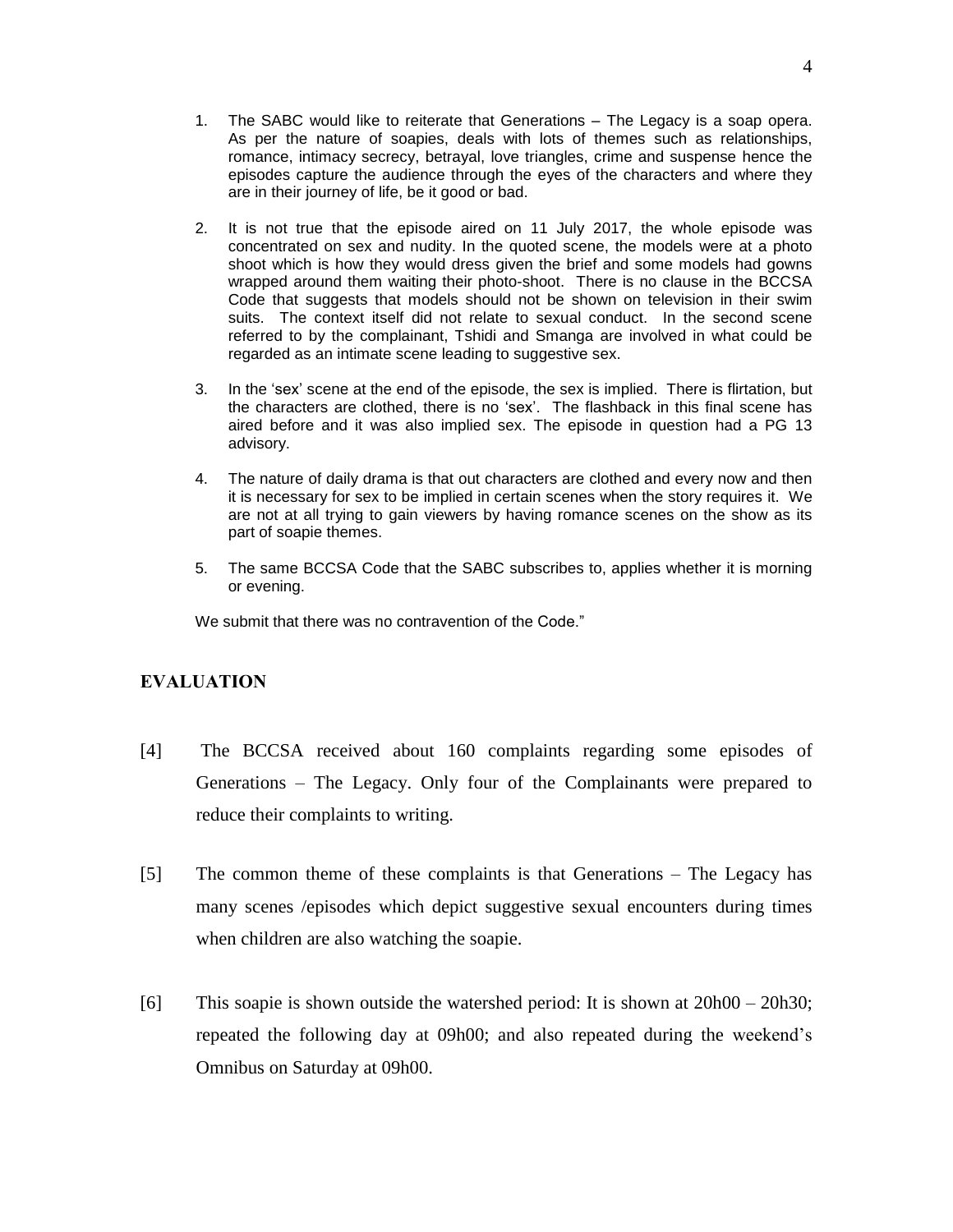1. The SABC would like to reiterate that Generations – The Legacy is a soap opera. As per the nature of soapies, deals with lots of themes such as relationships, romance, intimacy secrecy, betrayal, love triangles, crime and suspense hence the episodes capture the audience through the eyes of the characters and where they are in their journey of life, be it good or bad.

2. It is not true that the episode aired on 11 July 2017, the whole episode was concentrated on sex and nudity. In the quoted scene, the models were at a photo shoot which is how they would dress given the brief and some models had gowns wrapped around them waiting their photo-shoot. There is no clause in the BCCSA Code that suggests that models should not be shown on television in their swim suits. The context itself did not relate to sexual conduct. In the second scene referred to by the complainant, Tshidi and Smanga are involved in what could be regarded as an intimate scene leading to suggestive sex.

3. In the 'sex' scene at the end of the episode, the sex is implied. There is flirtation, but the characters are clothed, there is no 'sex'. The flashback in this final scene has aired before and it was also implied sex. The episode in question had a PG 13 advisory.

4. The nature of daily drama is that out characters are clothed and every now and then it is necessary for sex to be implied in certain scenes when the story requires it. We are not at all trying to gain viewers by having romance scenes on the show as its part of soapie themes.

5. The same BCCSA Code that the SABC subscribes to, applies whether it is morning or evening.

We submit that there was no contravention of the Code."

## EVALUATION

[4] The BCCSA received about 160 complaints regarding some episodes of Generations – The Legacy. Only four of the Complainants were prepared to reduce their complaints to writing.

[5] The common theme of these complaints is that Generations – The Legacy has many scenes /episodes which depict suggestive sexual encounters during times when children are also watching the soapie.

[6] This soapie is shown outside the watershed period: It is shown at 20h00 – 20h30; repeated the following day at 09h00; and also repeated during the weekend's Omnibus on Saturday at 09h00.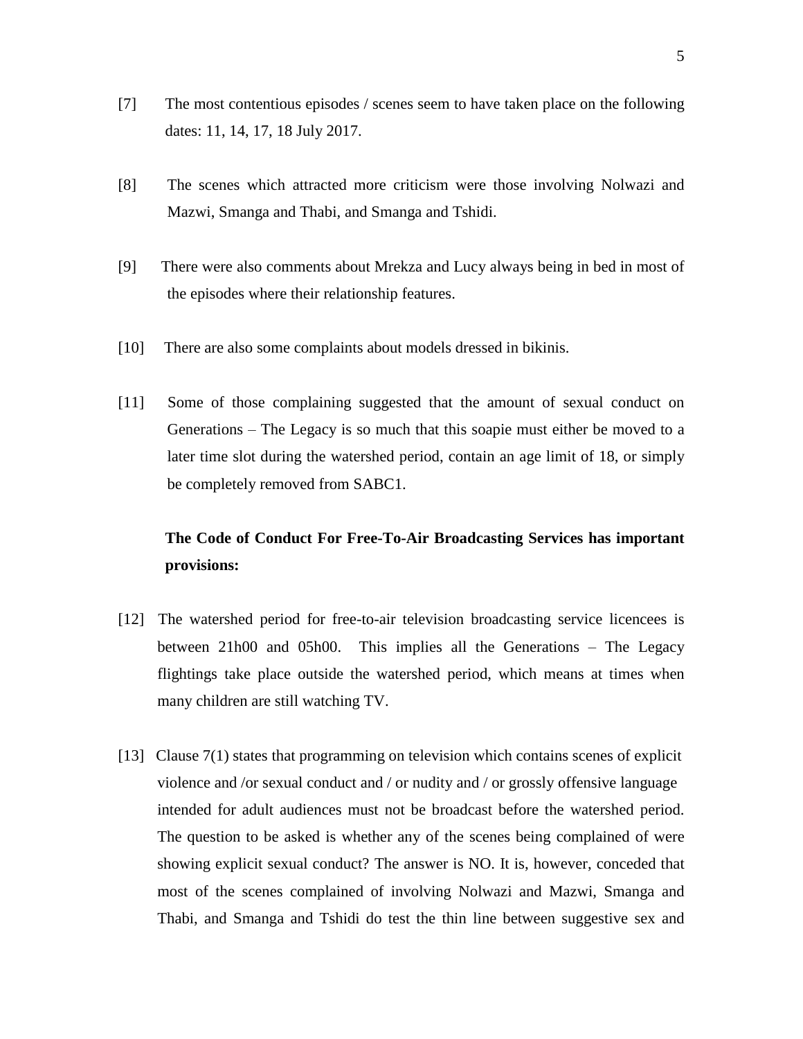[7] The most contentious episodes / scenes seem to have taken place on the following dates: 11, 14, 17, 18 July 2017.

[8] The scenes which attracted more criticism were those involving Nolwazi and Mazwi, Smanga and Thabi, and Smanga and Tshidi.

[9] There were also comments about Mrekza and Lucy always being in bed in most of the episodes where their relationship features.

[10] There are also some complaints about models dressed in bikinis.

[11] Some of those complaining suggested that the amount of sexual conduct on Generations – The Legacy is so much that this soapie must either be moved to a later time slot during the watershed period, contain an age limit of 18, or simply be completely removed from SABC1.

**The Code of Conduct For Free-To-Air Broadcasting Services has important provisions:**

[12] The watershed period for free-to-air television broadcasting service licencees is between 21h00 and 05h00. This implies all the Generations – The Legacy flightings take place outside the watershed period, which means at times when many children are still watching TV.

[13] Clause 7(1) states that programming on television which contains scenes of explicit violence and /or sexual conduct and / or nudity and / or grossly offensive language intended for adult audiences must not be broadcast before the watershed period. The question to be asked is whether any of the scenes being complained of were showing explicit sexual conduct? The answer is NO. It is, however, conceded that most of the scenes complained of involving Nolwazi and Mazwi, Smanga and Thabi, and Smanga and Tshidi do test the thin line between suggestive sex and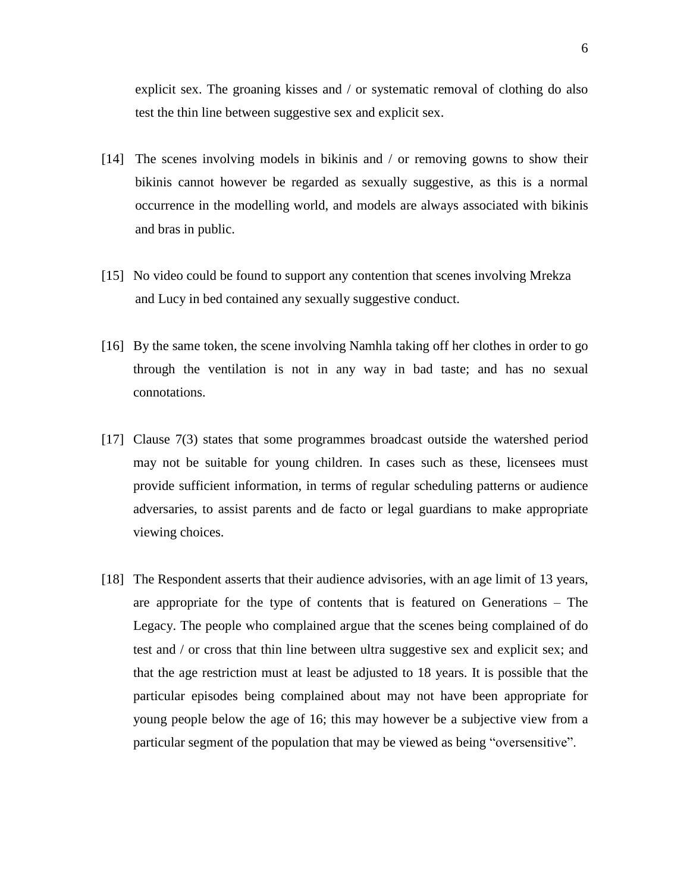explicit sex. The groaning kisses and / or systematic removal of clothing do also test the thin line between suggestive sex and explicit sex.

[14] The scenes involving models in bikinis and / or removing gowns to show their bikinis cannot however be regarded as sexually suggestive, as this is a normal occurrence in the modelling world, and models are always associated with bikinis and bras in public.

[15] No video could be found to support any contention that scenes involving Mrekza and Lucy in bed contained any sexually suggestive conduct.

[16] By the same token, the scene involving Namhla taking off her clothes in order to go through the ventilation is not in any way in bad taste; and has no sexual connotations.

[17] Clause 7(3) states that some programmes broadcast outside the watershed period may not be suitable for young children. In cases such as these, licensees must provide sufficient information, in terms of regular scheduling patterns or audience adversaries, to assist parents and de facto or legal guardians to make appropriate viewing choices.

[18] The Respondent asserts that their audience advisories, with an age limit of 13 years, are appropriate for the type of contents that is featured on Generations – The Legacy. The people who complained argue that the scenes being complained of do test and / or cross that thin line between ultra suggestive sex and explicit sex; and that the age restriction must at least be adjusted to 18 years. It is possible that the particular episodes being complained about may not have been appropriate for young people below the age of 16; this may however be a subjective view from a particular segment of the population that may be viewed as being “oversensitive”.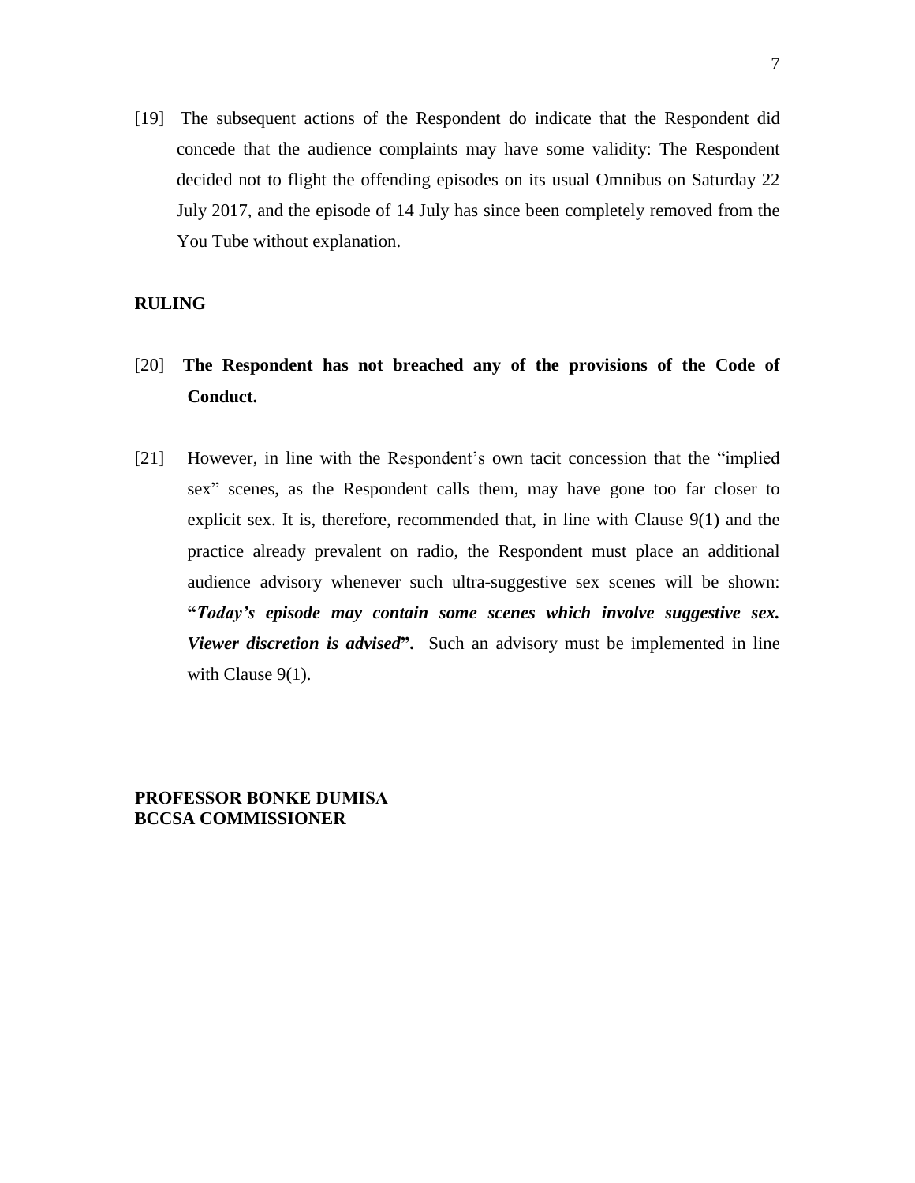[19] The subsequent actions of the Respondent do indicate that the Respondent did concede that the audience complaints may have some validity: The Respondent decided not to flight the offending episodes on its usual Omnibus on Saturday 22 July 2017, and the episode of 14 July has since been completely removed from the You Tube without explanation.

## RULING

[20] **The Respondent has not breached any of the provisions of the Code of Conduct.**

[21] However, in line with the Respondent's own tacit concession that the "implied sex" scenes, as the Respondent calls them, may have gone too far closer to explicit sex. It is, therefore, recommended that, in line with Clause 9(1) and the practice already prevalent on radio, the Respondent must place an additional audience advisory whenever such ultra-suggestive sex scenes will be shown: **"*Today's episode may contain some scenes which involve suggestive sex. Viewer discretion is advised*".** Such an advisory must be implemented in line with Clause 9(1).

**PROFESSOR BONKE DUMISA**
**BCCSA COMMISSIONER**